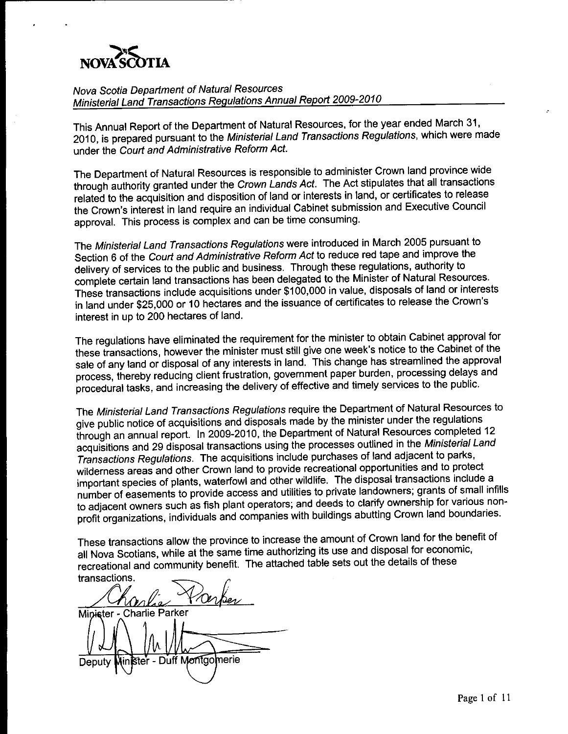NOVA SCOTIA

*Nova Scotia Department of Natural Resources*
*Ministerial Land Transactions Regulations Annual Report 2009-2010*

This Annual Report of the Department of Natural Resources, for the year ended March 31, 2010, is prepared pursuant to the *Ministerial Land Transactions Regulations*, which were made under the *Court and Administrative Reform Act*.

The Department of Natural Resources is responsible to administer Crown land province wide through authority granted under the *Crown Lands Act*. The Act stipulates that all transactions related to the acquisition and disposition of land or interests in land, or certificates to release the Crown's interest in land require an individual Cabinet submission and Executive Council approval. This process is complex and can be time consuming.

The *Ministerial Land Transactions Regulations* were introduced in March 2005 pursuant to Section 6 of the *Court and Administrative Reform Act* to reduce red tape and improve the delivery of services to the public and business. Through these regulations, authority to complete certain land transactions has been delegated to the Minister of Natural Resources. These transactions include acquisitions under $100,000 in value, disposals of land or interests in land under $25,000 or 10 hectares and the issuance of certificates to release the Crown's interest in up to 200 hectares of land.

The regulations have eliminated the requirement for the minister to obtain Cabinet approval for these transactions, however the minister must still give one week's notice to the Cabinet of the sale of any land or disposal of any interests in land. This change has streamlined the approval process, thereby reducing client frustration, government paper burden, processing delays and procedural tasks, and increasing the delivery of effective and timely services to the public.

The *Ministerial Land Transactions Regulations* require the Department of Natural Resources to give public notice of acquisitions and disposals made by the minister under the regulations through an annual report. In 2009-2010, the Department of Natural Resources completed 12 acquisitions and 29 disposal transactions using the processes outlined in the *Ministerial Land Transactions Regulations*. The acquisitions include purchases of land adjacent to parks, wilderness areas and other Crown land to provide recreational opportunities and to protect important species of plants, waterfowl and other wildlife. The disposal transactions include a number of easements to provide access and utilities to private landowners; grants of small infills to adjacent owners such as fish plant operators; and deeds to clarify ownership for various non-profit organizations, individuals and companies with buildings abutting Crown land boundaries.

These transactions allow the province to increase the amount of Crown land for the benefit of all Nova Scotians, while at the same time authorizing its use and disposal for economic, recreational and community benefit. The attached table sets out the details of these transactions.

Minister - Charlie Parker

Deputy Minister - Duff Montgomerie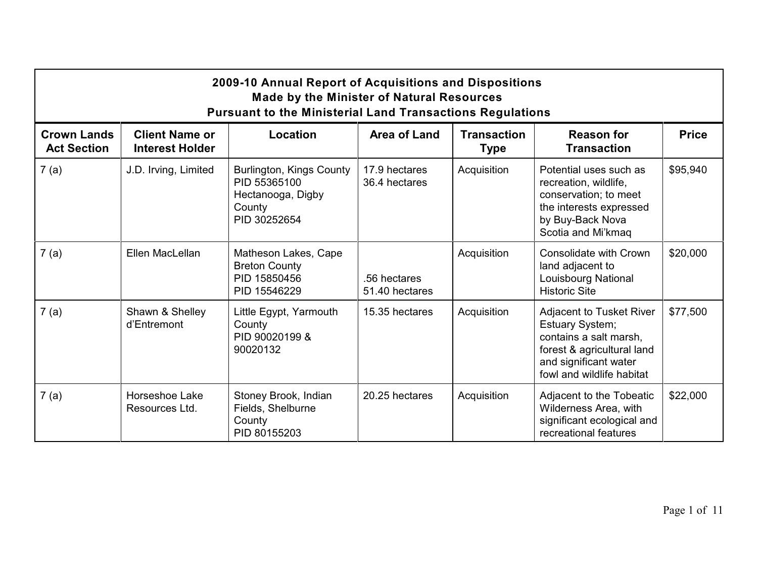| **2009-10 Annual Report of Acquisitions and Dispositions Made by the Minister of Natural Resources Pursuant to the Ministerial Land Transactions Regulations** | | | | | | |
|---|---|---|---|---|---|---|
| **Crown Lands Act Section** | **Client Name or Interest Holder** | **Location** | **Area of Land** | **Transaction Type** | **Reason for Transaction** | **Price** |
| 7 (a) | J.D. Irving, Limited | Burlington, Kings County PID 55365100 Hectanooga, Digby County PID 30252654 | 17.9 hectares 36.4 hectares | Acquisition | Potential uses such as recreation, wildlife, conservation; to meet the interests expressed by Buy-Back Nova Scotia and Mi'kmaq | $95,940 |
| 7 (a) | Ellen MacLellan | Matheson Lakes, Cape Breton County PID 15850456 PID 15546229 | .56 hectares 51.40 hectares | Acquisition | Consolidate with Crown land adjacent to Louisbourg National Historic Site | $20,000 |
| 7 (a) | Shawn & Shelley d'Entremont | Little Egypt, Yarmouth County PID 90020199 & 90020132 | 15.35 hectares | Acquisition | Adjacent to Tusket River Estuary System; contains a salt marsh, forest & agricultural land and significant water fowl and wildlife habitat | $77,500 |
| 7 (a) | Horseshoe Lake Resources Ltd. | Stoney Brook, Indian Fields, Shelburne County PID 80155203 | 20.25 hectares | Acquisition | Adjacent to the Tobeatic Wilderness Area, with significant ecological and recreational features | $22,000 |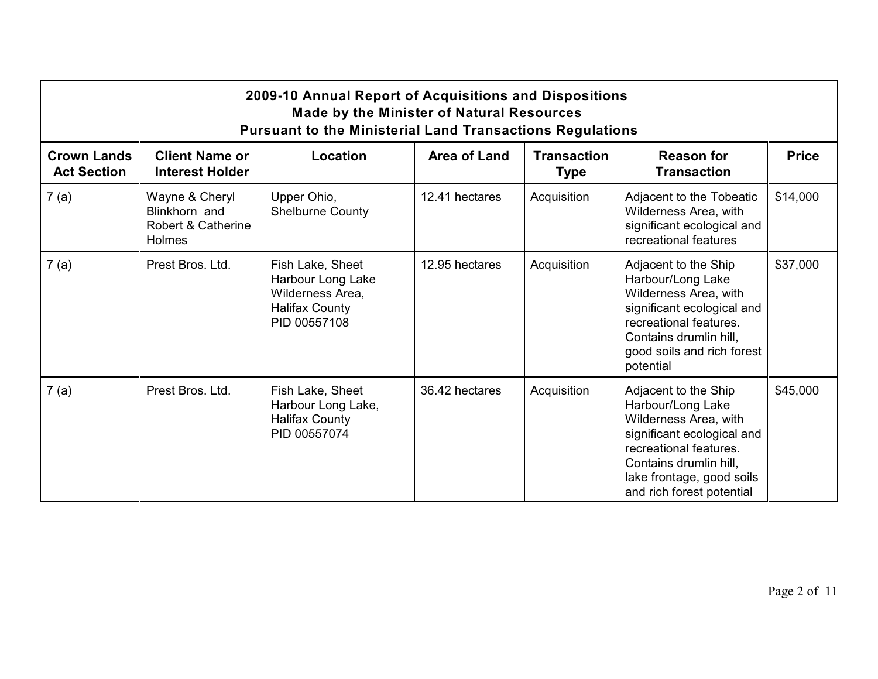| 2009-10 Annual Report of Acquisitions and Dispositions Made by the Minister of Natural Resources Pursuant to the Ministerial Land Transactions Regulations | | | | | | |
|---|---|---|---|---|---|---|
| **Crown Lands Act Section** | **Client Name or Interest Holder** | **Location** | **Area of Land** | **Transaction Type** | **Reason for Transaction** | **Price** |
| 7 (a) | Wayne & Cheryl Blinkhorn and Robert & Catherine Holmes | Upper Ohio, Shelburne County | 12.41 hectares | Acquisition | Adjacent to the Tobeatic Wilderness Area, with significant ecological and recreational features | $14,000 |
| 7 (a) | Prest Bros. Ltd. | Fish Lake, Sheet Harbour Long Lake Wilderness Area, Halifax County PID 00557108 | 12.95 hectares | Acquisition | Adjacent to the Ship Harbour/Long Lake Wilderness Area, with significant ecological and recreational features. Contains drumlin hill, good soils and rich forest potential | $37,000 |
| 7 (a) | Prest Bros. Ltd. | Fish Lake, Sheet Harbour Long Lake, Halifax County PID 00557074 | 36.42 hectares | Acquisition | Adjacent to the Ship Harbour/Long Lake Wilderness Area, with significant ecological and recreational features. Contains drumlin hill, lake frontage, good soils and rich forest potential | $45,000 |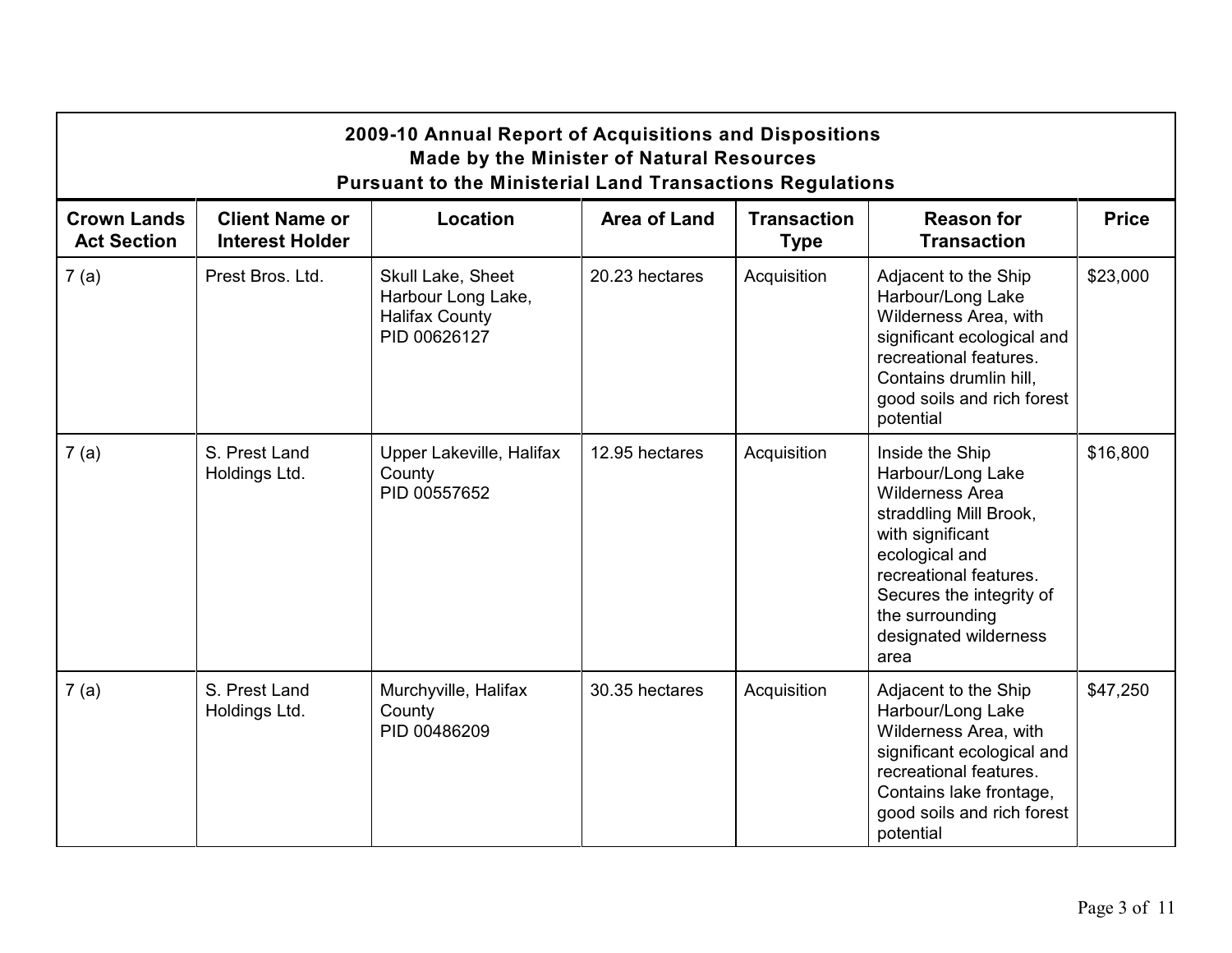**2009-10 Annual Report of Acquisitions and Dispositions Made by the Minister of Natural Resources Pursuant to the Ministerial Land Transactions Regulations**

| Crown Lands Act Section | Client Name or Interest Holder | Location | Area of Land | Transaction Type | Reason for Transaction | Price |
|---|---|---|---|---|---|---|
| 7 (a) | Prest Bros. Ltd. | Skull Lake, Sheet Harbour Long Lake, Halifax County PID 00626127 | 20.23 hectares | Acquisition | Adjacent to the Ship Harbour/Long Lake Wilderness Area, with significant ecological and recreational features. Contains drumlin hill, good soils and rich forest potential | $23,000 |
| 7 (a) | S. Prest Land Holdings Ltd. | Upper Lakeville, Halifax County PID 00557652 | 12.95 hectares | Acquisition | Inside the Ship Harbour/Long Lake Wilderness Area straddling Mill Brook, with significant ecological and recreational features. Secures the integrity of the surrounding designated wilderness area | $16,800 |
| 7 (a) | S. Prest Land Holdings Ltd. | Murchyville, Halifax County PID 00486209 | 30.35 hectares | Acquisition | Adjacent to the Ship Harbour/Long Lake Wilderness Area, with significant ecological and recreational features. Contains lake frontage, good soils and rich forest potential | $47,250 |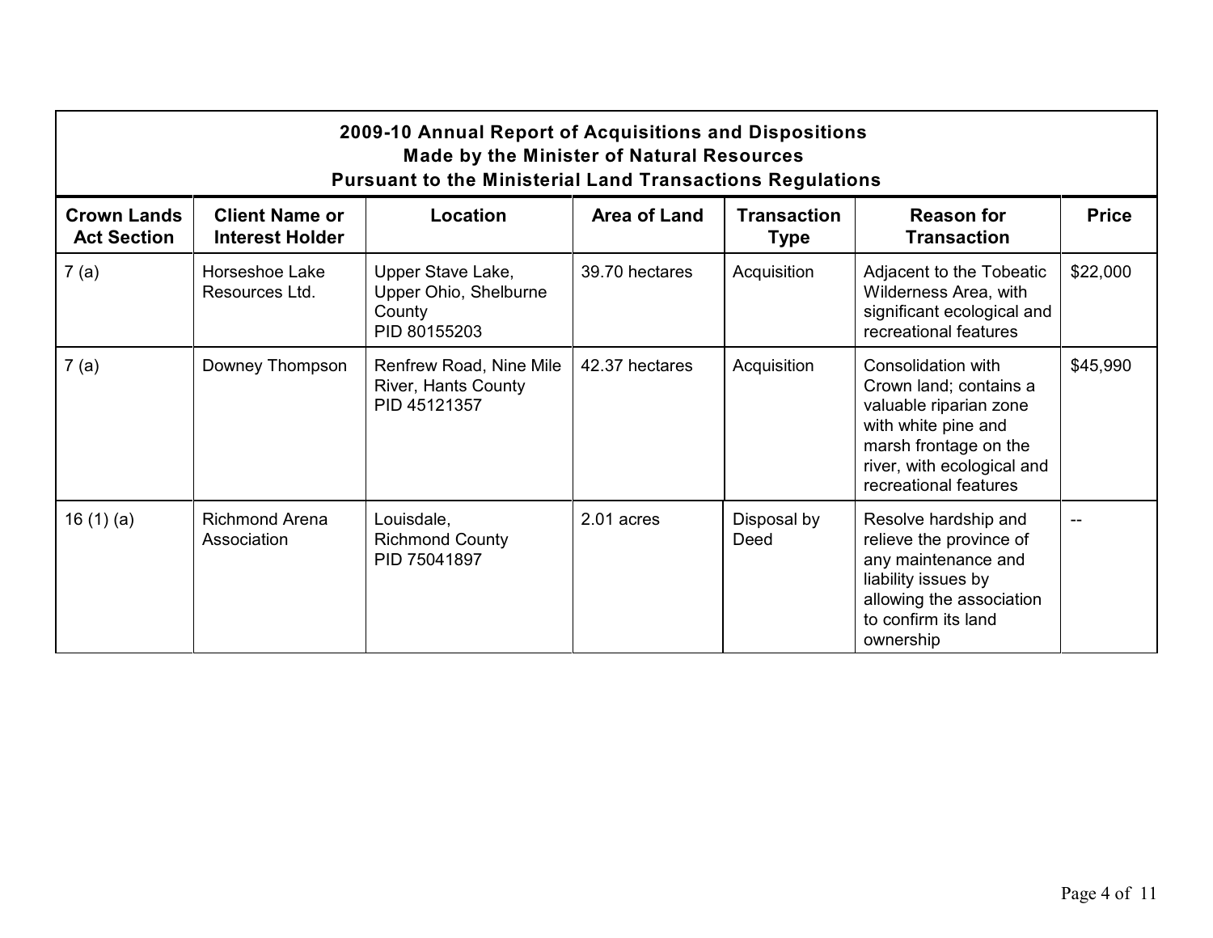| 2009-10 Annual Report of Acquisitions and Dispositions Made by the Minister of Natural Resources Pursuant to the Ministerial Land Transactions Regulations | | | | | | |
|---|---|---|---|---|---|---|
| **Crown Lands Act Section** | **Client Name or Interest Holder** | **Location** | **Area of Land** | **Transaction Type** | **Reason for Transaction** | **Price** |
| 7 (a) | Horseshoe Lake Resources Ltd. | Upper Stave Lake, Upper Ohio, Shelburne County PID 80155203 | 39.70 hectares | Acquisition | Adjacent to the Tobeatic Wilderness Area, with significant ecological and recreational features | $22,000 |
| 7 (a) | Downey Thompson | Renfrew Road, Nine Mile River, Hants County PID 45121357 | 42.37 hectares | Acquisition | Consolidation with Crown land; contains a valuable riparian zone with white pine and marsh frontage on the river, with ecological and recreational features | $45,990 |
| 16 (1) (a) | Richmond Arena Association | Louisdale, Richmond County PID 75041897 | 2.01 acres | Disposal by Deed | Resolve hardship and relieve the province of any maintenance and liability issues by allowing the association to confirm its land ownership | -- |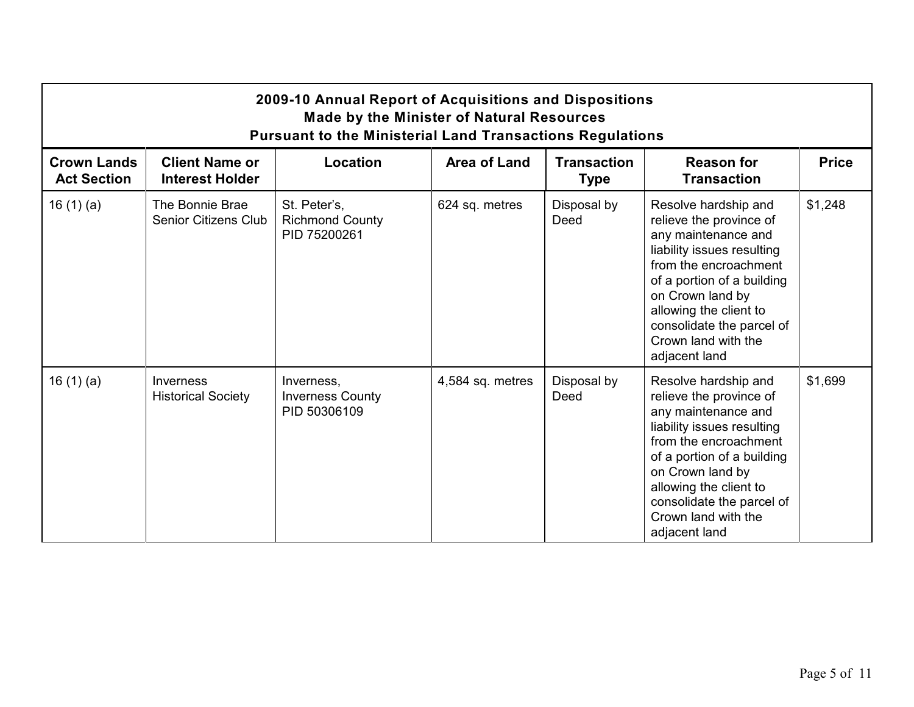| 2009-10 Annual Report of Acquisitions and Dispositions Made by the Minister of Natural Resources Pursuant to the Ministerial Land Transactions Regulations | | | | | | |
|---|---|---|---|---|---|---|
| **Crown Lands Act Section** | **Client Name or Interest Holder** | **Location** | **Area of Land** | **Transaction Type** | **Reason for Transaction** | **Price** |
| 16 (1) (a) | The Bonnie Brae Senior Citizens Club | St. Peter's, Richmond County PID 75200261 | 624 sq. metres | Disposal by Deed | Resolve hardship and relieve the province of any maintenance and liability issues resulting from the encroachment of a portion of a building on Crown land by allowing the client to consolidate the parcel of Crown land with the adjacent land | $1,248 |
| 16 (1) (a) | Inverness Historical Society | Inverness, Inverness County PID 50306109 | 4,584 sq. metres | Disposal by Deed | Resolve hardship and relieve the province of any maintenance and liability issues resulting from the encroachment of a portion of a building on Crown land by allowing the client to consolidate the parcel of Crown land with the adjacent land | $1,699 |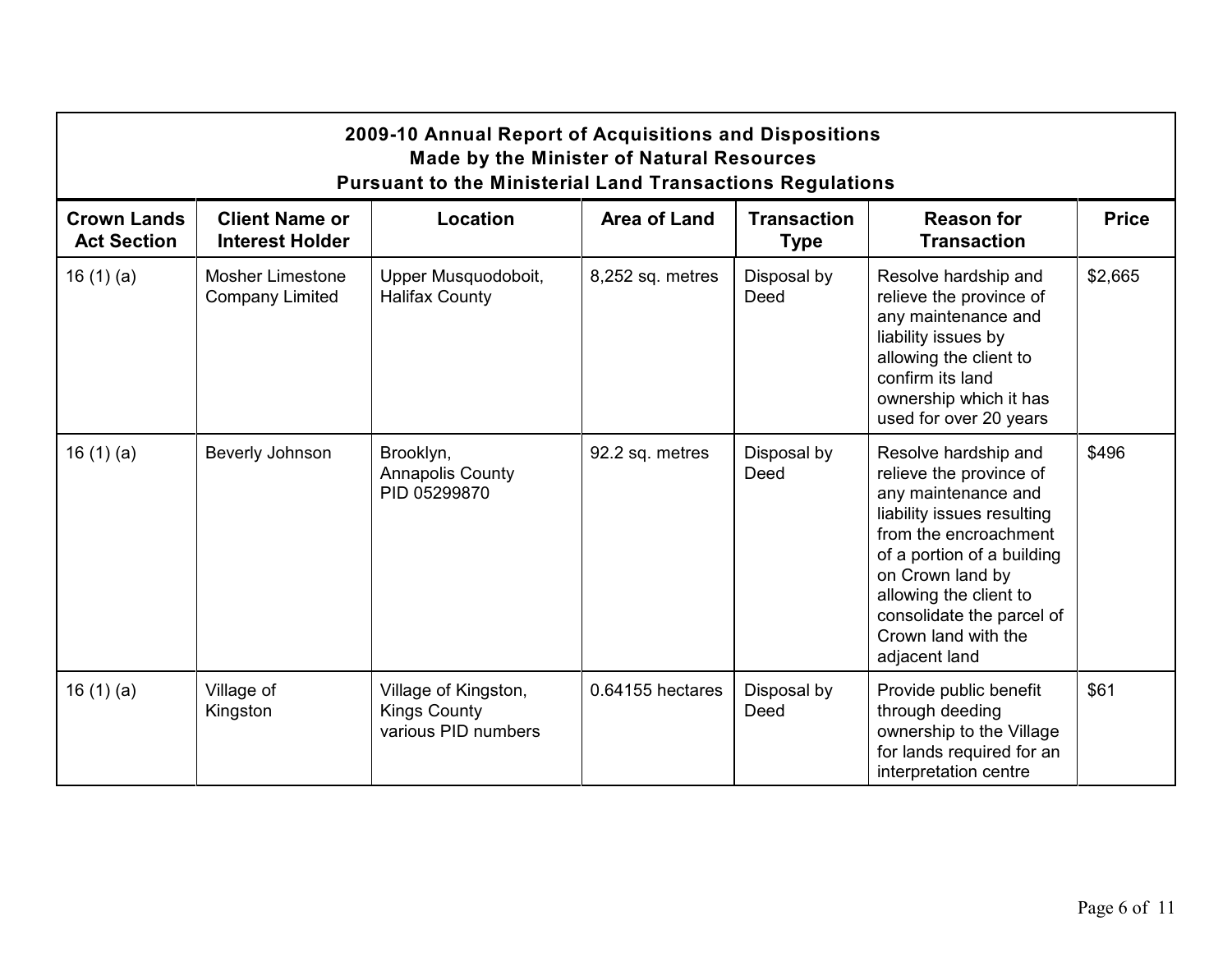**2009-10 Annual Report of Acquisitions and Dispositions Made by the Minister of Natural Resources Pursuant to the Ministerial Land Transactions Regulations**

| Crown Lands Act Section | Client Name or Interest Holder | Location | Area of Land | Transaction Type | Reason for Transaction | Price |
|---|---|---|---|---|---|---|
| 16 (1) (a) | Mosher Limestone Company Limited | Upper Musquodoboit, Halifax County | 8,252 sq. metres | Disposal by Deed | Resolve hardship and relieve the province of any maintenance and liability issues by allowing the client to confirm its land ownership which it has used for over 20 years | $2,665 |
| 16 (1) (a) | Beverly Johnson | Brooklyn, Annapolis County PID 05299870 | 92.2 sq. metres | Disposal by Deed | Resolve hardship and relieve the province of any maintenance and liability issues resulting from the encroachment of a portion of a building on Crown land by allowing the client to consolidate the parcel of Crown land with the adjacent land | $496 |
| 16 (1) (a) | Village of Kingston | Village of Kingston, Kings County various PID numbers | 0.64155 hectares | Disposal by Deed | Provide public benefit through deeding ownership to the Village for lands required for an interpretation centre | $61 |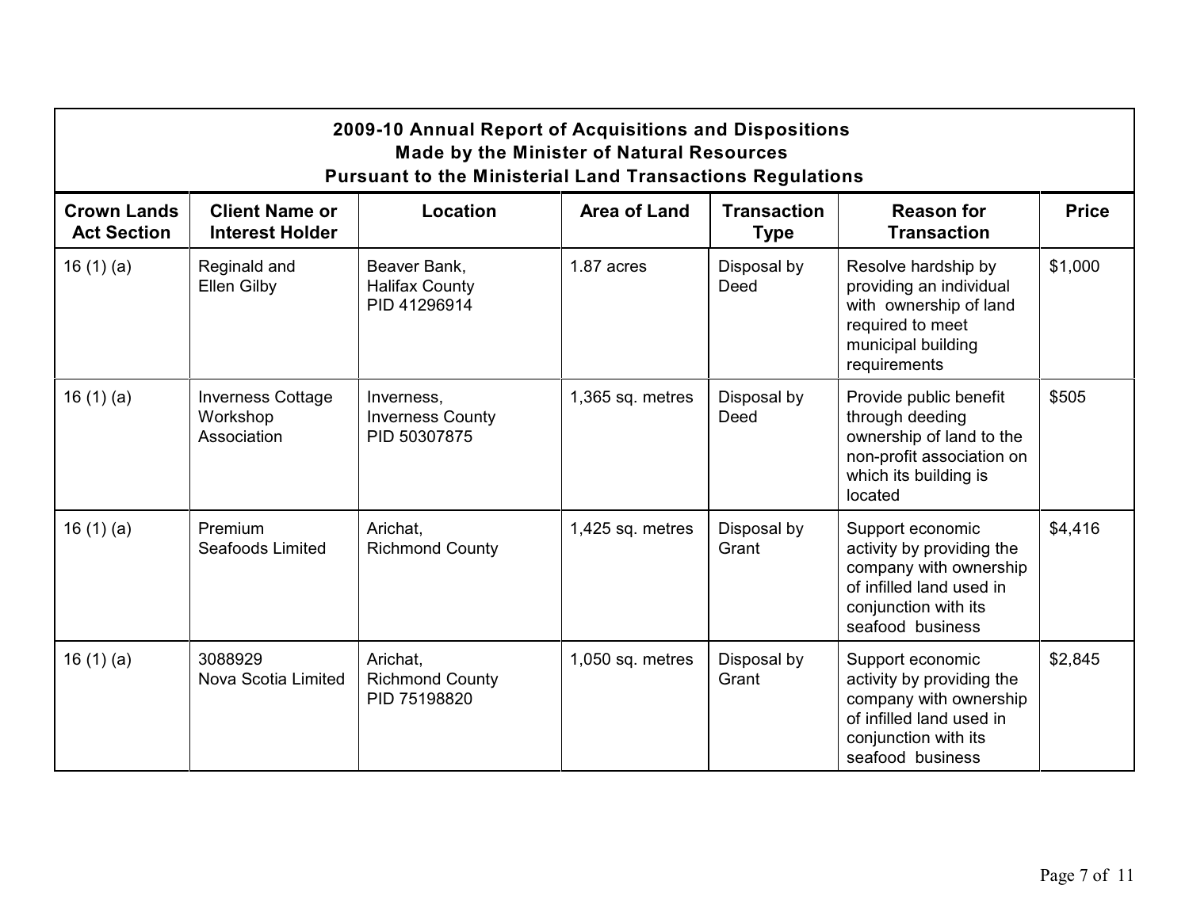| 2009-10 Annual Report of Acquisitions and Dispositions Made by the Minister of Natural Resources Pursuant to the Ministerial Land Transactions Regulations | | | | | | |
|---|---|---|---|---|---|---|
| **Crown Lands Act Section** | **Client Name or Interest Holder** | **Location** | **Area of Land** | **Transaction Type** | **Reason for Transaction** | **Price** |
| 16 (1) (a) | Reginald and Ellen Gilby | Beaver Bank, Halifax County PID 41296914 | 1.87 acres | Disposal by Deed | Resolve hardship by providing an individual with ownership of land required to meet municipal building requirements | $1,000 |
| 16 (1) (a) | Inverness Cottage Workshop Association | Inverness, Inverness County PID 50307875 | 1,365 sq. metres | Disposal by Deed | Provide public benefit through deeding ownership of land to the non-profit association on which its building is located | $505 |
| 16 (1) (a) | Premium Seafoods Limited | Arichat, Richmond County | 1,425 sq. metres | Disposal by Grant | Support economic activity by providing the company with ownership of infilled land used in conjunction with its seafood business | $4,416 |
| 16 (1) (a) | 3088929 Nova Scotia Limited | Arichat, Richmond County PID 75198820 | 1,050 sq. metres | Disposal by Grant | Support economic activity by providing the company with ownership of infilled land used in conjunction with its seafood business | $2,845 |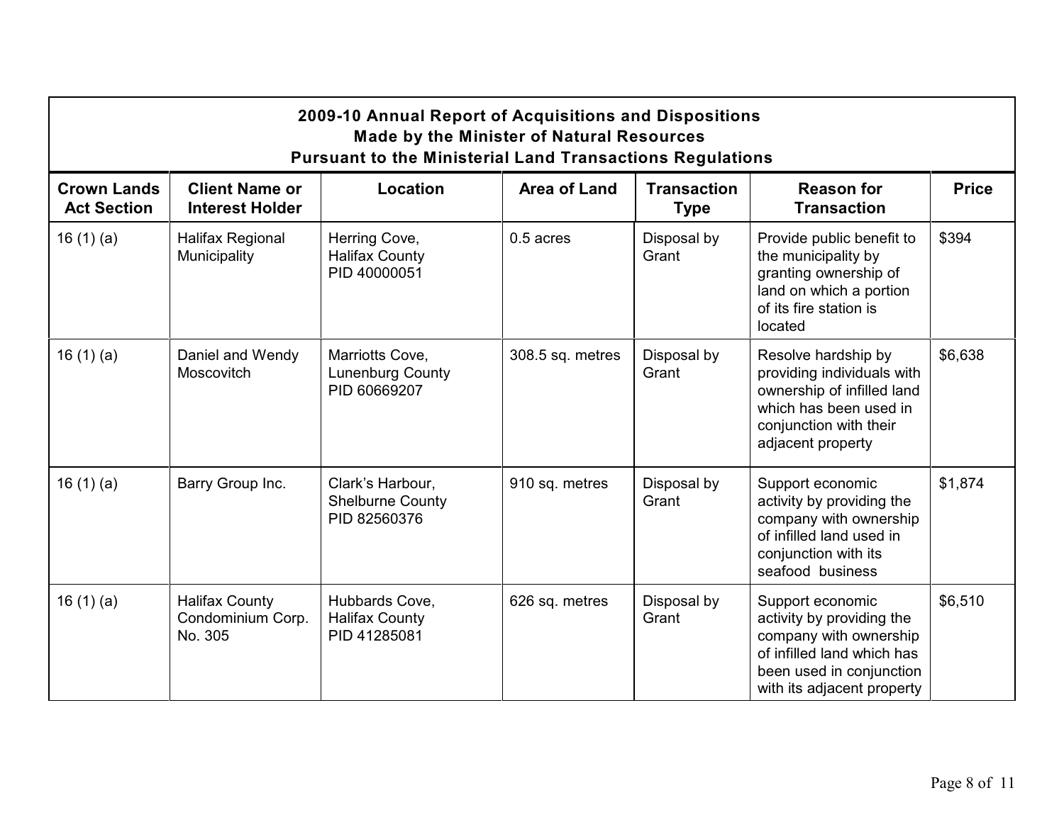| 2009-10 Annual Report of Acquisitions and Dispositions Made by the Minister of Natural Resources Pursuant to the Ministerial Land Transactions Regulations | | | | | | |
|---|---|---|---|---|---|---|
| **Crown Lands Act Section** | **Client Name or Interest Holder** | **Location** | **Area of Land** | **Transaction Type** | **Reason for Transaction** | **Price** |
| 16 (1) (a) | Halifax Regional Municipality | Herring Cove, Halifax County PID 40000051 | 0.5 acres | Disposal by Grant | Provide public benefit to the municipality by granting ownership of land on which a portion of its fire station is located | $394 |
| 16 (1) (a) | Daniel and Wendy Moscovitch | Marriotts Cove, Lunenburg County PID 60669207 | 308.5 sq. metres | Disposal by Grant | Resolve hardship by providing individuals with ownership of infilled land which has been used in conjunction with their adjacent property | $6,638 |
| 16 (1) (a) | Barry Group Inc. | Clark's Harbour, Shelburne County PID 82560376 | 910 sq. metres | Disposal by Grant | Support economic activity by providing the company with ownership of infilled land used in conjunction with its seafood business | $1,874 |
| 16 (1) (a) | Halifax County Condominium Corp. No. 305 | Hubbards Cove, Halifax County PID 41285081 | 626 sq. metres | Disposal by Grant | Support economic activity by providing the company with ownership of infilled land which has been used in conjunction with its adjacent property | $6,510 |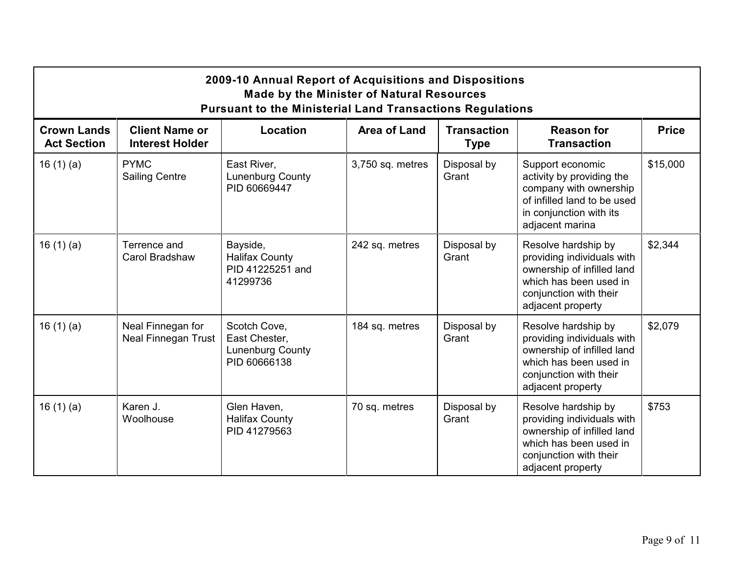| 2009-10 Annual Report of Acquisitions and Dispositions Made by the Minister of Natural Resources Pursuant to the Ministerial Land Transactions Regulations | | | | | | |
|---|---|---|---|---|---|---|
| **Crown Lands Act Section** | **Client Name or Interest Holder** | **Location** | **Area of Land** | **Transaction Type** | **Reason for Transaction** | **Price** |
| 16 (1) (a) | PYMC Sailing Centre | East River, Lunenburg County PID 60669447 | 3,750 sq. metres | Disposal by Grant | Support economic activity by providing the company with ownership of infilled land to be used in conjunction with its adjacent marina | $15,000 |
| 16 (1) (a) | Terrence and Carol Bradshaw | Bayside, Halifax County PID 41225251 and 41299736 | 242 sq. metres | Disposal by Grant | Resolve hardship by providing individuals with ownership of infilled land which has been used in conjunction with their adjacent property | $2,344 |
| 16 (1) (a) | Neal Finnegan for Neal Finnegan Trust | Scotch Cove, East Chester, Lunenburg County PID 60666138 | 184 sq. metres | Disposal by Grant | Resolve hardship by providing individuals with ownership of infilled land which has been used in conjunction with their adjacent property | $2,079 |
| 16 (1) (a) | Karen J. Woolhouse | Glen Haven, Halifax County PID 41279563 | 70 sq. metres | Disposal by Grant | Resolve hardship by providing individuals with ownership of infilled land which has been used in conjunction with their adjacent property | $753 |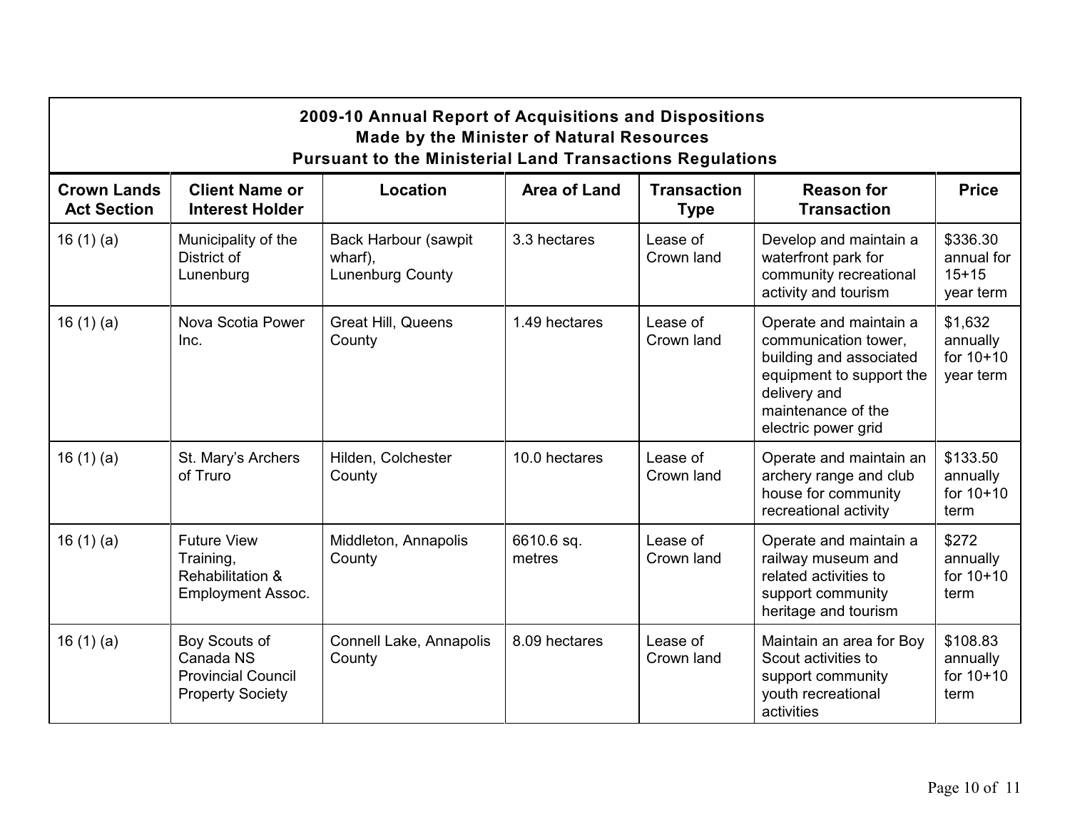**2009-10 Annual Report of Acquisitions and Dispositions Made by the Minister of Natural Resources Pursuant to the Ministerial Land Transactions Regulations**

| Crown Lands Act Section | Client Name or Interest Holder | Location | Area of Land | Transaction Type | Reason for Transaction | Price |
|---|---|---|---|---|---|---|
| 16 (1) (a) | Municipality of the District of Lunenburg | Back Harbour (sawpit wharf), Lunenburg County | 3.3 hectares | Lease of Crown land | Develop and maintain a waterfront park for community recreational activity and tourism | $336.30 annual for 15+15 year term |
| 16 (1) (a) | Nova Scotia Power Inc. | Great Hill, Queens County | 1.49 hectares | Lease of Crown land | Operate and maintain a communication tower, building and associated equipment to support the delivery and maintenance of the electric power grid | $1,632 annually for 10+10 year term |
| 16 (1) (a) | St. Mary's Archers of Truro | Hilden, Colchester County | 10.0 hectares | Lease of Crown land | Operate and maintain an archery range and club house for community recreational activity | $133.50 annually for 10+10 term |
| 16 (1) (a) | Future View Training, Rehabilitation & Employment Assoc. | Middleton, Annapolis County | 6610.6 sq. metres | Lease of Crown land | Operate and maintain a railway museum and related activities to support community heritage and tourism | $272 annually for 10+10 term |
| 16 (1) (a) | Boy Scouts of Canada NS Provincial Council Property Society | Connell Lake, Annapolis County | 8.09 hectares | Lease of Crown land | Maintain an area for Boy Scout activities to support community youth recreational activities | $108.83 annually for 10+10 term |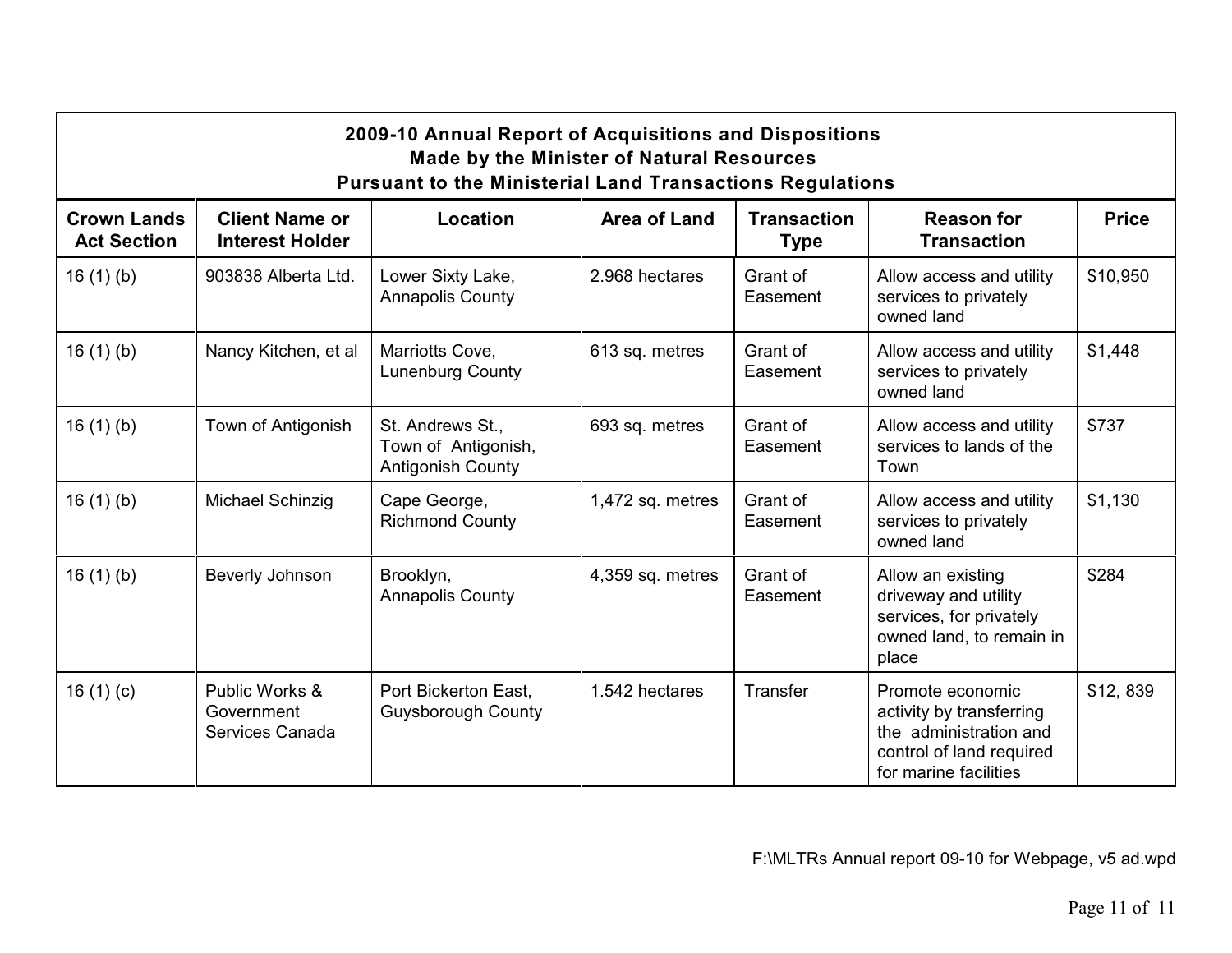| 2009-10 Annual Report of Acquisitions and Dispositions<br>Made by the Minister of Natural Resources<br>Pursuant to the Ministerial Land Transactions Regulations | | | | | | |
|---|---|---|---|---|---|---|
| **Crown Lands Act Section** | **Client Name or Interest Holder** | **Location** | **Area of Land** | **Transaction Type** | **Reason for Transaction** | **Price** |
| 16 (1) (b) | 903838 Alberta Ltd. | Lower Sixty Lake, Annapolis County | 2.968 hectares | Grant of Easement | Allow access and utility services to privately owned land | $10,950 |
| 16 (1) (b) | Nancy Kitchen, et al | Marriotts Cove, Lunenburg County | 613 sq. metres | Grant of Easement | Allow access and utility services to privately owned land | $1,448 |
| 16 (1) (b) | Town of Antigonish | St. Andrews St., Town of Antigonish, Antigonish County | 693 sq. metres | Grant of Easement | Allow access and utility services to lands of the Town | $737 |
| 16 (1) (b) | Michael Schinzig | Cape George, Richmond County | 1,472 sq. metres | Grant of Easement | Allow access and utility services to privately owned land | $1,130 |
| 16 (1) (b) | Beverly Johnson | Brooklyn, Annapolis County | 4,359 sq. metres | Grant of Easement | Allow an existing driveway and utility services, for privately owned land, to remain in place | $284 |
| 16 (1) (c) | Public Works & Government Services Canada | Port Bickerton East, Guysborough County | 1.542 hectares | Transfer | Promote economic activity by transferring the administration and control of land required for marine facilities | $12, 839 |

F:\MLTRs Annual report 09-10 for Webpage, v5 ad.wpd